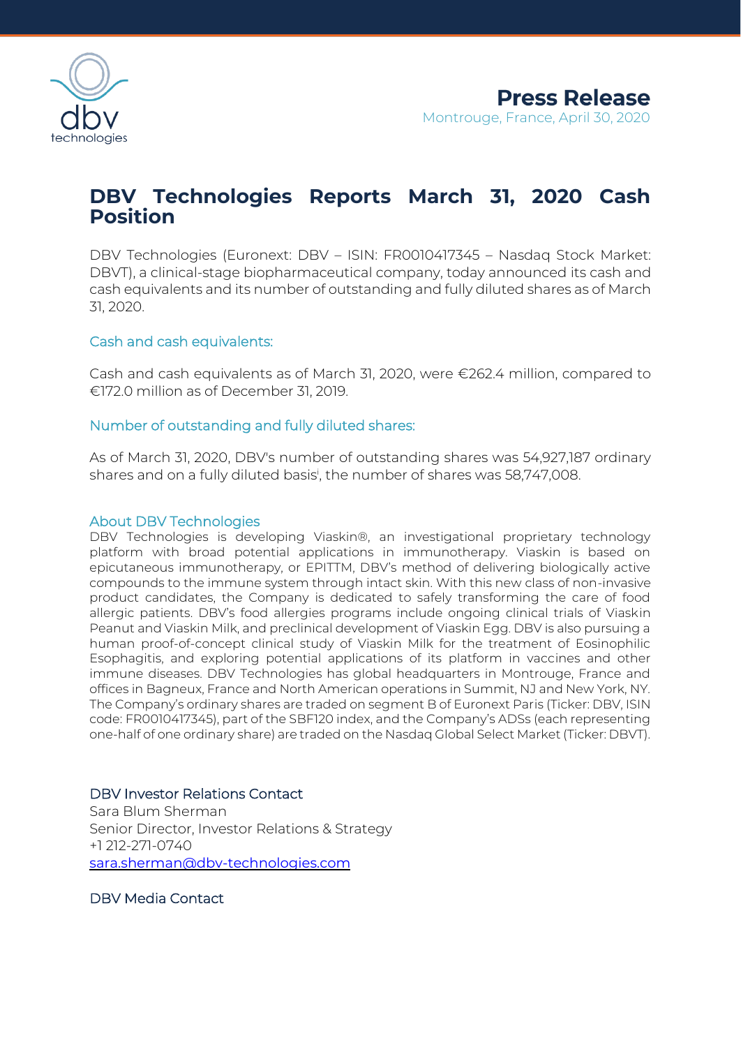**Press Release**

Montrouge, France, April 30, 2020

# DBV Technologies Reports March 31, 2020 Cash Position

DBV Technologies (Euronext: DBV – ISIN: FR0010417345 – Nasdaq Stock Market: DBVT), a clinical-stage biopharmaceutical company, today announced its cash and cash equivalents and its number of outstanding and fully diluted shares as of March 31, 2020.

## Cash and cash equivalents:

Cash and cash equivalents as of March 31, 2020, were €262.4 million, compared to €172.0 million as of December 31, 2019.

## Number of outstanding and fully diluted shares:

As of March 31, 2020, DBV's number of outstanding shares was 54,927,187 ordinary shares and on a fully diluted basis[i], the number of shares was 58,747,008.

## About DBV Technologies

DBV Technologies is developing Viaskin®, an investigational proprietary technology platform with broad potential applications in immunotherapy. Viaskin is based on epicutaneous immunotherapy, or EPITTM, DBV's method of delivering biologically active compounds to the immune system through intact skin. With this new class of non-invasive product candidates, the Company is dedicated to safely transforming the care of food allergic patients. DBV's food allergies programs include ongoing clinical trials of Viaskin Peanut and Viaskin Milk, and preclinical development of Viaskin Egg. DBV is also pursuing a human proof-of-concept clinical study of Viaskin Milk for the treatment of Eosinophilic Esophagitis, and exploring potential applications of its platform in vaccines and other immune diseases. DBV Technologies has global headquarters in Montrouge, France and offices in Bagneux, France and North American operations in Summit, NJ and New York, NY. The Company's ordinary shares are traded on segment B of Euronext Paris (Ticker: DBV, ISIN code: FR0010417345), part of the SBF120 index, and the Company's ADSs (each representing one-half of one ordinary share) are traded on the Nasdaq Global Select Market (Ticker: DBVT).

**DBV Investor Relations Contact**
Sara Blum Sherman
Senior Director, Investor Relations & Strategy
+1 212-271-0740
sara.sherman@dbv-technologies.com

**DBV Media Contact**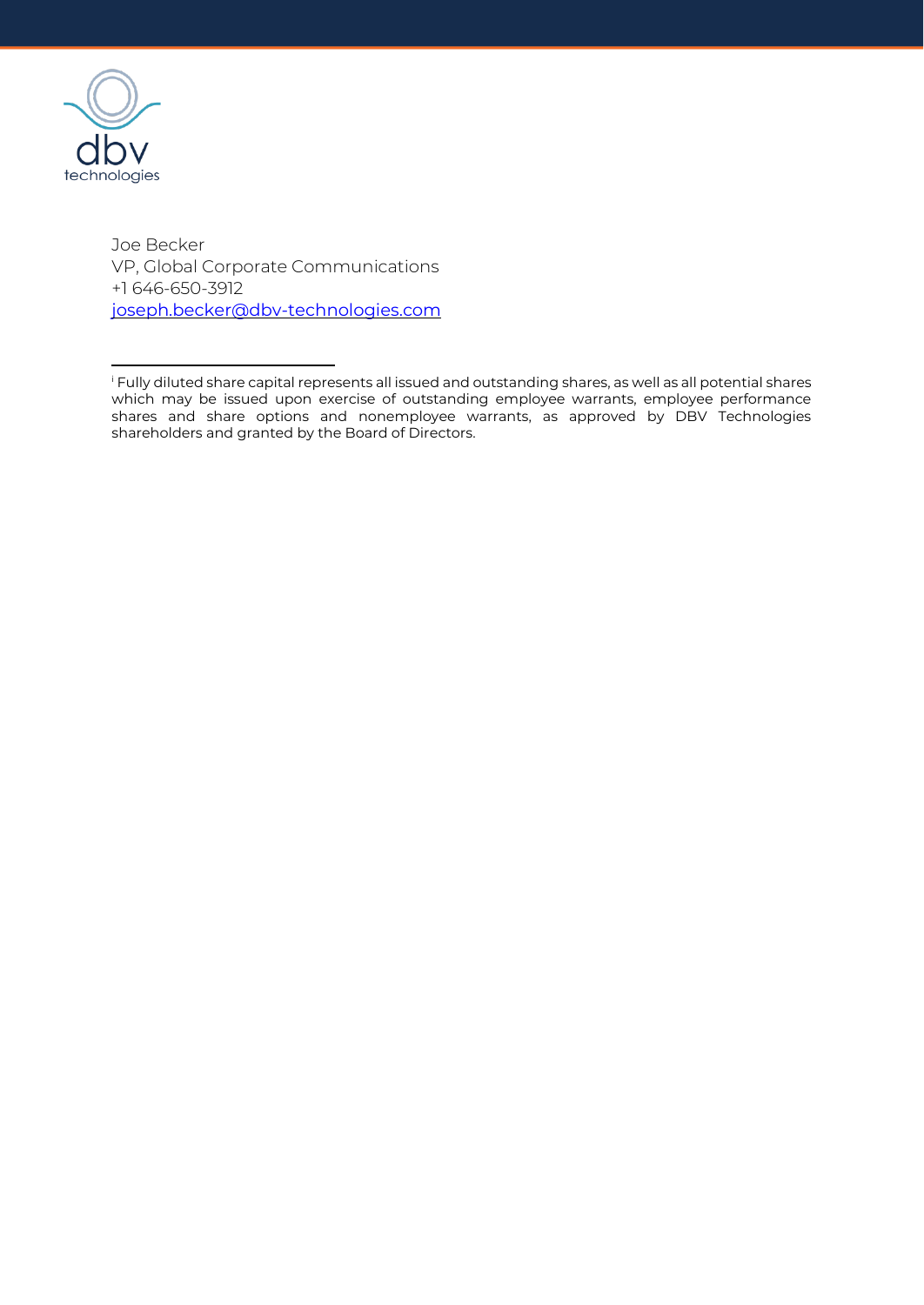Joe Becker
VP, Global Corporate Communications
+1 646-650-3912
joseph.becker@dbv-technologies.com

---

[i] Fully diluted share capital represents all issued and outstanding shares, as well as all potential shares which may be issued upon exercise of outstanding employee warrants, employee performance shares and share options and nonemployee warrants, as approved by DBV Technologies shareholders and granted by the Board of Directors.